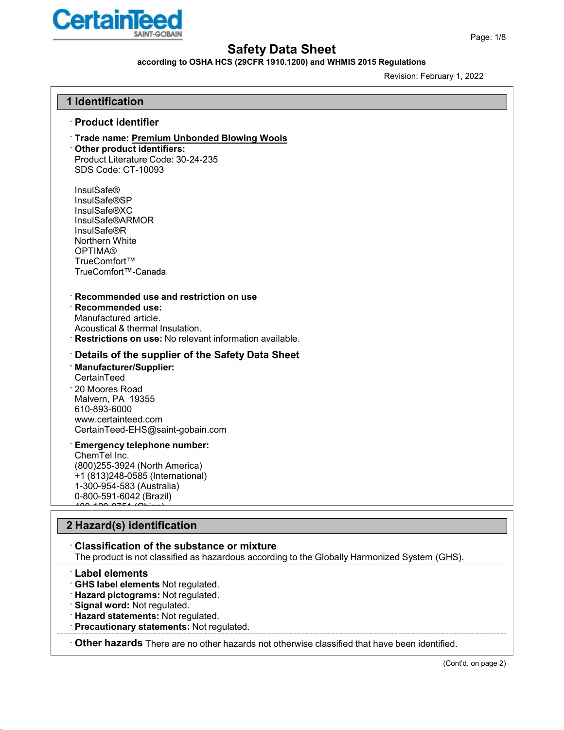# Safety Data Sheet

**according to OSHA HCS (29CFR 1910.1200) and WHMIS 2015 Regulations**

Revision: February 1, 2022

## 1 Identification

### · Product identifier

· **Trade name: Premium Unbonded Blowing Wools**

· **Other product identifiers:**
Product Literature Code: 30-24-235
SDS Code: CT-10093

InsulSafe®
InsulSafe®SP
InsulSafe®XC
InsulSafe®ARMOR
InsulSafe®R
Northern White
OPTIMA®
TrueComfort™
TrueComfort™-Canada

· **Recommended use and restriction on use**

· **Recommended use:**
Manufactured article.
Acoustical & thermal Insulation.

· **Restrictions on use:** No relevant information available.

### · Details of the supplier of the Safety Data Sheet

· **Manufacturer/Supplier:**
CertainTeed

· 20 Moores Road
Malvern, PA 19355
610-893-6000
www.certainteed.com
CertainTeed-EHS@saint-gobain.com

· **Emergency telephone number:**
ChemTel Inc.
(800)255-3924 (North America)
+1 (813)248-0585 (International)
1-300-954-583 (Australia)
0-800-591-6042 (Brazil)
400-120-0751 (China)

## 2 Hazard(s) identification

### · Classification of the substance or mixture

The product is not classified as hazardous according to the Globally Harmonized System (GHS).

### · Label elements

· **GHS label elements** Not regulated.
· **Hazard pictograms:** Not regulated.
· **Signal word:** Not regulated.
· **Hazard statements:** Not regulated.
· **Precautionary statements:** Not regulated.

· **Other hazards** There are no other hazards not otherwise classified that have been identified.

(Cont'd. on page 2)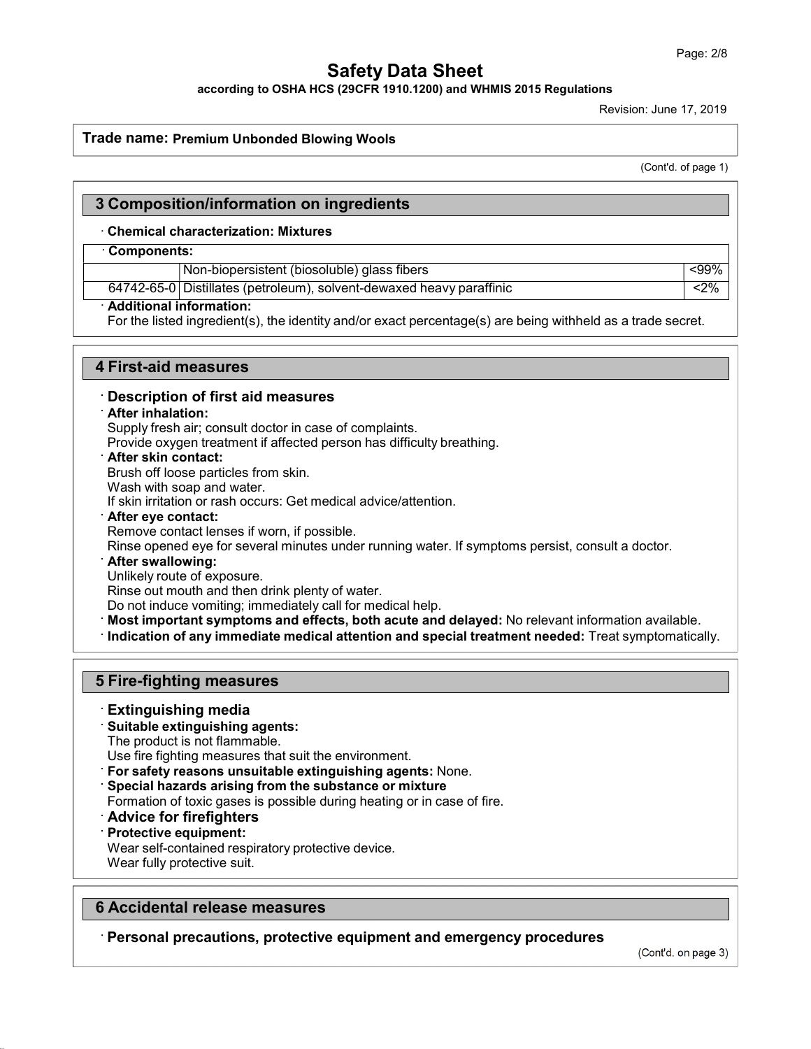**Trade name: Premium Unbonded Blowing Wools**

(Cont'd. of page 1)

## 3 Composition/information on ingredients

· **Chemical characterization: Mixtures**

· **Components:**

| | | |
|---|---|---|
| | Non-biopersistent (biosoluble) glass fibers | <99% |
| 64742-65-0 | Distillates (petroleum), solvent-dewaxed heavy paraffinic | <2% |

· **Additional information:**
For the listed ingredient(s), the identity and/or exact percentage(s) are being withheld as a trade secret.

## 4 First-aid measures

### · Description of first aid measures

· **After inhalation:**
Supply fresh air; consult doctor in case of complaints.
Provide oxygen treatment if affected person has difficulty breathing.

· **After skin contact:**
Brush off loose particles from skin.
Wash with soap and water.
If skin irritation or rash occurs: Get medical advice/attention.

· **After eye contact:**
Remove contact lenses if worn, if possible.
Rinse opened eye for several minutes under running water. If symptoms persist, consult a doctor.

· **After swallowing:**
Unlikely route of exposure.
Rinse out mouth and then drink plenty of water.
Do not induce vomiting; immediately call for medical help.

· **Most important symptoms and effects, both acute and delayed:** No relevant information available.

· **Indication of any immediate medical attention and special treatment needed:** Treat symptomatically.

## 5 Fire-fighting measures

### · Extinguishing media

· **Suitable extinguishing agents:**
The product is not flammable.
Use fire fighting measures that suit the environment.

· **For safety reasons unsuitable extinguishing agents:** None.

· **Special hazards arising from the substance or mixture**
Formation of toxic gases is possible during heating or in case of fire.

### · Advice for firefighters

· **Protective equipment:**
Wear self-contained respiratory protective device.
Wear fully protective suit.

## 6 Accidental release measures

### · Personal precautions, protective equipment and emergency procedures

(Cont'd. on page 3)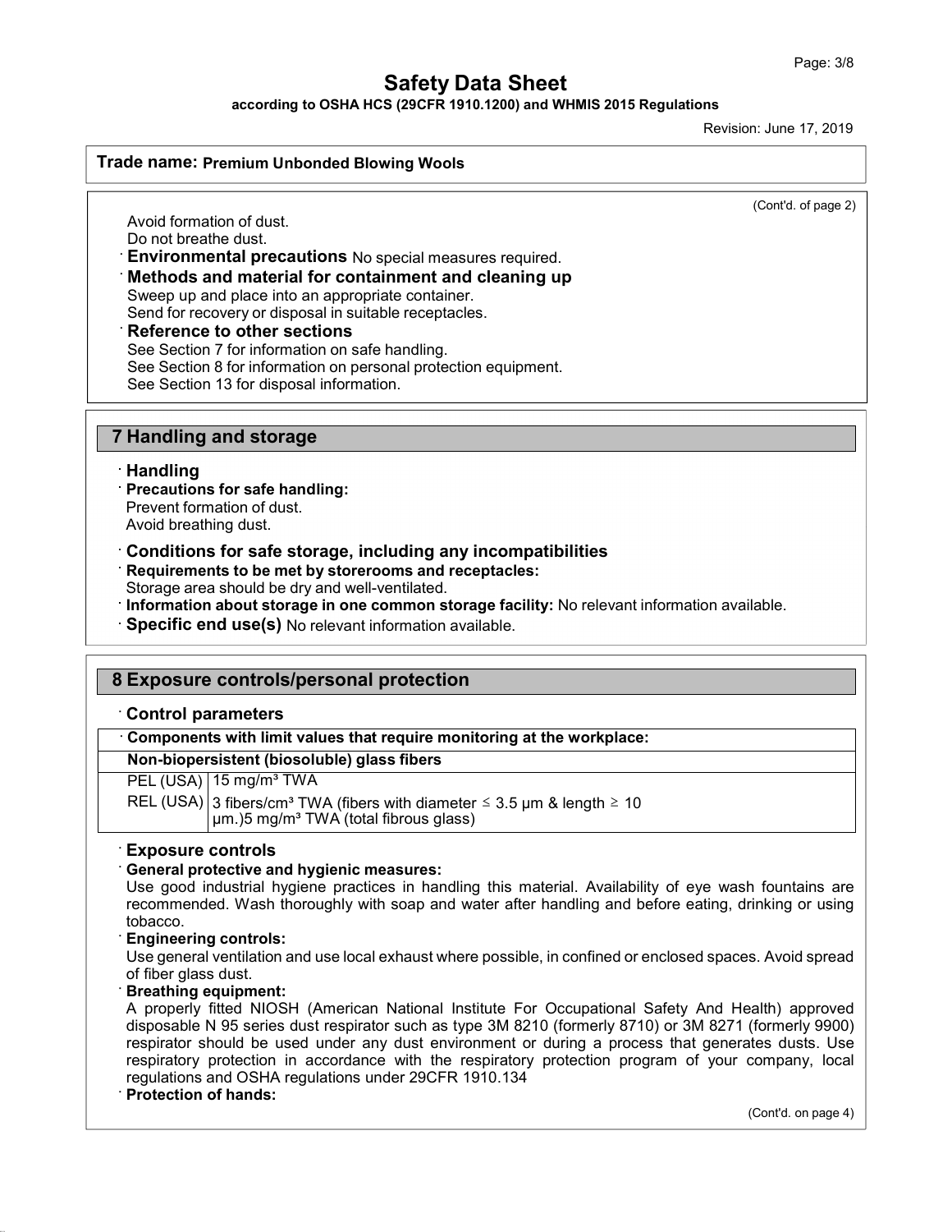(Cont'd. of page 2)

Avoid formation of dust.
Do not breathe dust.

· **Environmental precautions** No special measures required.

· **Methods and material for containment and cleaning up**
Sweep up and place into an appropriate container.
Send for recovery or disposal in suitable receptacles.

· **Reference to other sections**
See Section 7 for information on safe handling.
See Section 8 for information on personal protection equipment.
See Section 13 for disposal information.

## 7 Handling and storage

· **Handling**

· **Precautions for safe handling:**
Prevent formation of dust.
Avoid breathing dust.

· **Conditions for safe storage, including any incompatibilities**

· **Requirements to be met by storerooms and receptacles:**
Storage area should be dry and well-ventilated.

· **Information about storage in one common storage facility:** No relevant information available.

· **Specific end use(s)** No relevant information available.

## 8 Exposure controls/personal protection

· **Control parameters**

| · Components with limit values that require monitoring at the workplace: | |
|---|---|
| **Non-biopersistent (biosoluble) glass fibers** | |
| PEL (USA) | 15 mg/m³ TWA |
| REL (USA) | 3 fibers/cm³ TWA (fibers with diameter ≤ 3.5 μm & length ≥ 10 μm.)5 mg/m³ TWA (total fibrous glass) |

· **Exposure controls**

· **General protective and hygienic measures:**
Use good industrial hygiene practices in handling this material. Availability of eye wash fountains are recommended. Wash thoroughly with soap and water after handling and before eating, drinking or using tobacco.

· **Engineering controls:**
Use general ventilation and use local exhaust where possible, in confined or enclosed spaces. Avoid spread of fiber glass dust.

· **Breathing equipment:**
A properly fitted NIOSH (American National Institute For Occupational Safety And Health) approved disposable N 95 series dust respirator such as type 3M 8210 (formerly 8710) or 3M 8271 (formerly 9900) respirator should be used under any dust environment or during a process that generates dusts. Use respiratory protection in accordance with the respiratory protection program of your company, local regulations and OSHA regulations under 29CFR 1910.134

· **Protection of hands:**

(Cont'd. on page 4)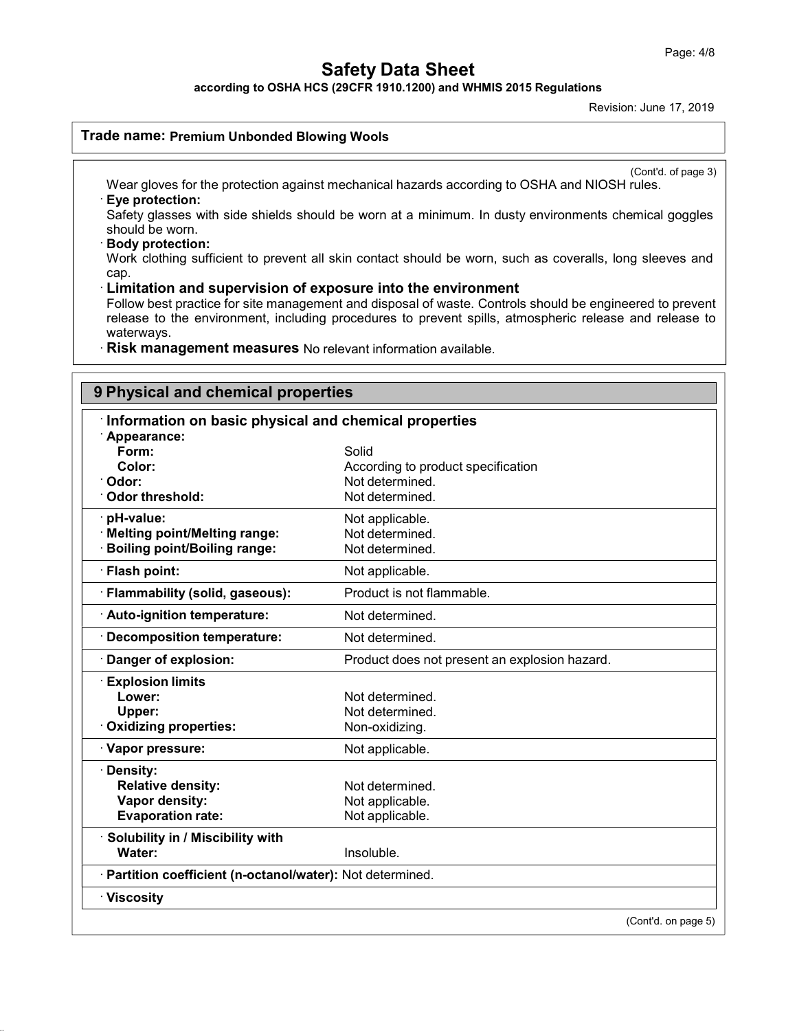(Cont'd. of page 3)

Wear gloves for the protection against mechanical hazards according to OSHA and NIOSH rules.

· **Eye protection:**
Safety glasses with side shields should be worn at a minimum. In dusty environments chemical goggles should be worn.

· **Body protection:**
Work clothing sufficient to prevent all skin contact should be worn, such as coveralls, long sleeves and cap.

· **Limitation and supervision of exposure into the environment**
Follow best practice for site management and disposal of waste. Controls should be engineered to prevent release to the environment, including procedures to prevent spills, atmospheric release and release to waterways.

· **Risk management measures** No relevant information available.

## 9 Physical and chemical properties

| · **Information on basic physical and chemical properties** | |
|---|---|
| · **Appearance:** | |
| **Form:** | Solid |
| **Color:** | According to product specification |
| · **Odor:** | Not determined. |
| · **Odor threshold:** | Not determined. |
| · **pH-value:** | Not applicable. |
| · **Melting point/Melting range:** | Not determined. |
| · **Boiling point/Boiling range:** | Not determined. |
| · **Flash point:** | Not applicable. |
| · **Flammability (solid, gaseous):** | Product is not flammable. |
| · **Auto-ignition temperature:** | Not determined. |
| · **Decomposition temperature:** | Not determined. |
| · **Danger of explosion:** | Product does not present an explosion hazard. |
| · **Explosion limits** | |
| **Lower:** | Not determined. |
| **Upper:** | Not determined. |
| · **Oxidizing properties:** | Non-oxidizing. |
| · **Vapor pressure:** | Not applicable. |
| · **Density:** | |
| **Relative density:** | Not determined. |
| **Vapor density:** | Not applicable. |
| **Evaporation rate:** | Not applicable. |
| · **Solubility in / Miscibility with** | |
| **Water:** | Insoluble. |
| · **Partition coefficient (n-octanol/water):** | Not determined. |
| · **Viscosity** | |

(Cont'd. on page 5)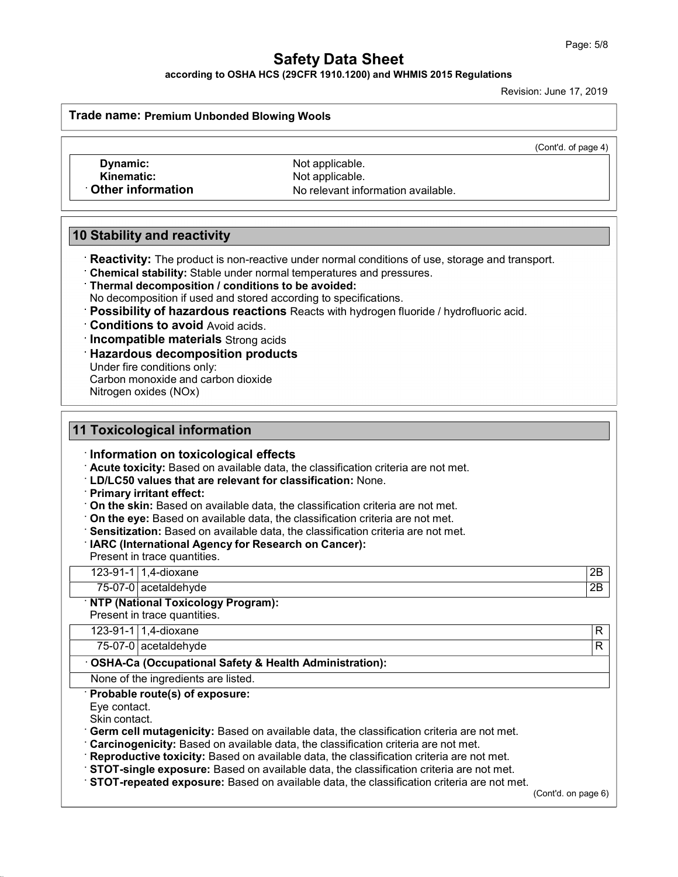# Safety Data Sheet

**according to OSHA HCS (29CFR 1910.1200) and WHMIS 2015 Regulations**

Revision: June 17, 2019

**Trade name: Premium Unbonded Blowing Wools**

(Cont'd. of page 4)

**Dynamic:** Not applicable.
**Kinematic:** Not applicable.
· **Other information** No relevant information available.

## 10 Stability and reactivity

· **Reactivity:** The product is non-reactive under normal conditions of use, storage and transport.
· **Chemical stability:** Stable under normal temperatures and pressures.
· **Thermal decomposition / conditions to be avoided:**
No decomposition if used and stored according to specifications.
· **Possibility of hazardous reactions** Reacts with hydrogen fluoride / hydrofluoric acid.
· **Conditions to avoid** Avoid acids.
· **Incompatible materials** Strong acids
· **Hazardous decomposition products**
Under fire conditions only:
Carbon monoxide and carbon dioxide
Nitrogen oxides (NOx)

## 11 Toxicological information

· **Information on toxicological effects**
· **Acute toxicity:** Based on available data, the classification criteria are not met.
· **LD/LC50 values that are relevant for classification:** None.
· **Primary irritant effect:**
· **On the skin:** Based on available data, the classification criteria are not met.
· **On the eye:** Based on available data, the classification criteria are not met.
· **Sensitization:** Based on available data, the classification criteria are not met.
· **IARC (International Agency for Research on Cancer):**
Present in trace quantities.

| | | |
|---|---|---|
| 123-91-1 | 1,4-dioxane | 2B |
| 75-07-0 | acetaldehyde | 2B |

· **NTP (National Toxicology Program):**
Present in trace quantities.

| | | |
|---|---|---|
| 123-91-1 | 1,4-dioxane | R |
| 75-07-0 | acetaldehyde | R |

· **OSHA-Ca (Occupational Safety & Health Administration):**

None of the ingredients are listed.

· **Probable route(s) of exposure:**
Eye contact.
Skin contact.
· **Germ cell mutagenicity:** Based on available data, the classification criteria are not met.
· **Carcinogenicity:** Based on available data, the classification criteria are not met.
· **Reproductive toxicity:** Based on available data, the classification criteria are not met.
· **STOT-single exposure:** Based on available data, the classification criteria are not met.
· **STOT-repeated exposure:** Based on available data, the classification criteria are not met.

(Cont'd. on page 6)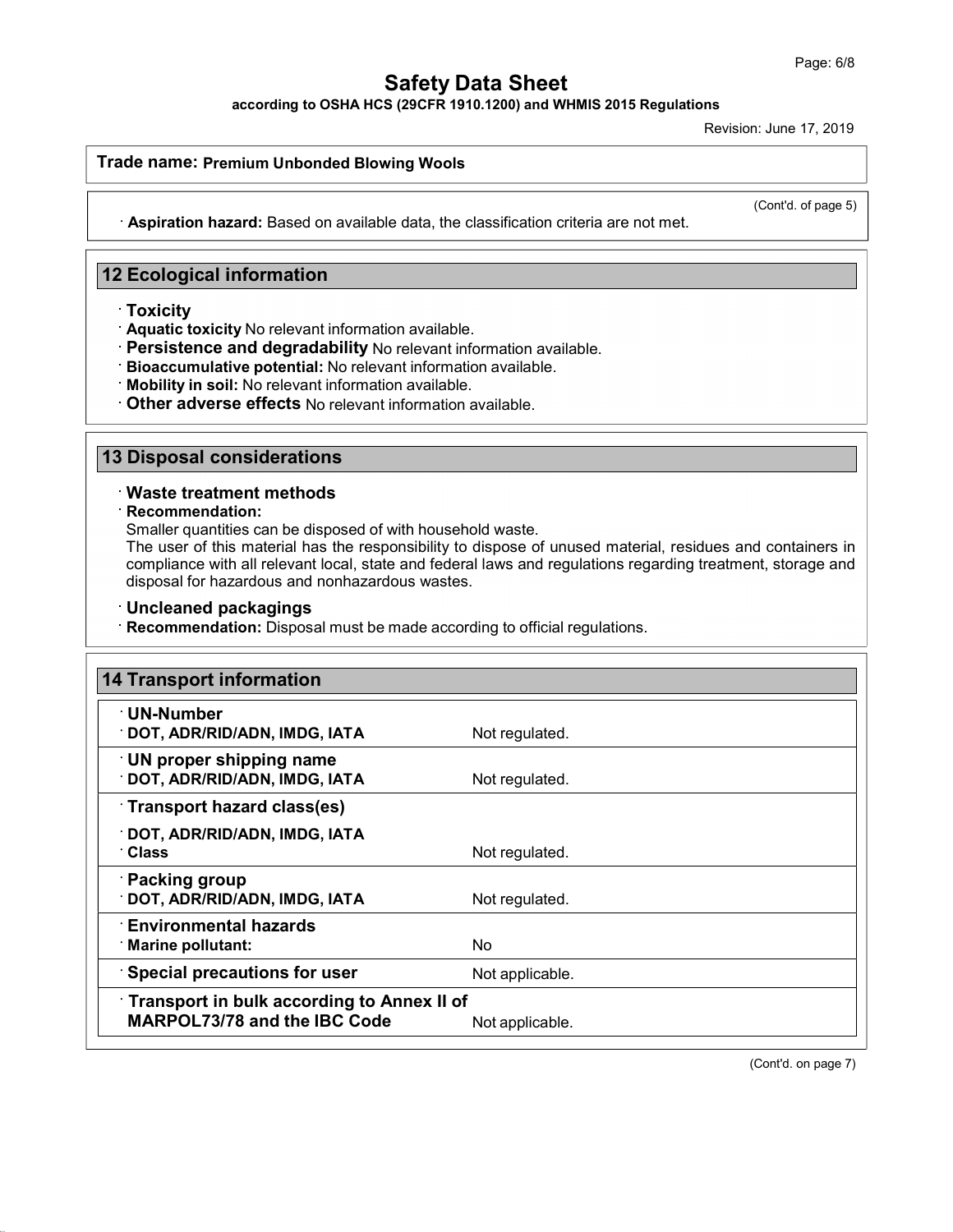· **Aspiration hazard:** Based on available data, the classification criteria are not met.

## 12 Ecological information

· **Toxicity**
· **Aquatic toxicity** No relevant information available.
· **Persistence and degradability** No relevant information available.
· **Bioaccumulative potential:** No relevant information available.
· **Mobility in soil:** No relevant information available.
· **Other adverse effects** No relevant information available.

## 13 Disposal considerations

· **Waste treatment methods**
· **Recommendation:**
Smaller quantities can be disposed of with household waste.
The user of this material has the responsibility to dispose of unused material, residues and containers in compliance with all relevant local, state and federal laws and regulations regarding treatment, storage and disposal for hazardous and nonhazardous wastes.

· **Uncleaned packagings**
· **Recommendation:** Disposal must be made according to official regulations.

## 14 Transport information

| | |
|---|---|
| · **UN-Number**<br>· **DOT, ADR/RID/ADN, IMDG, IATA** | Not regulated. |
| · **UN proper shipping name**<br>· **DOT, ADR/RID/ADN, IMDG, IATA** | Not regulated. |
| · **Transport hazard class(es)**<br>· **DOT, ADR/RID/ADN, IMDG, IATA**<br>· **Class** | Not regulated. |
| · **Packing group**<br>· **DOT, ADR/RID/ADN, IMDG, IATA** | Not regulated. |
| · **Environmental hazards**<br>· **Marine pollutant:** | No |
| · **Special precautions for user** | Not applicable. |
| · **Transport in bulk according to Annex II of MARPOL73/78 and the IBC Code** | Not applicable. |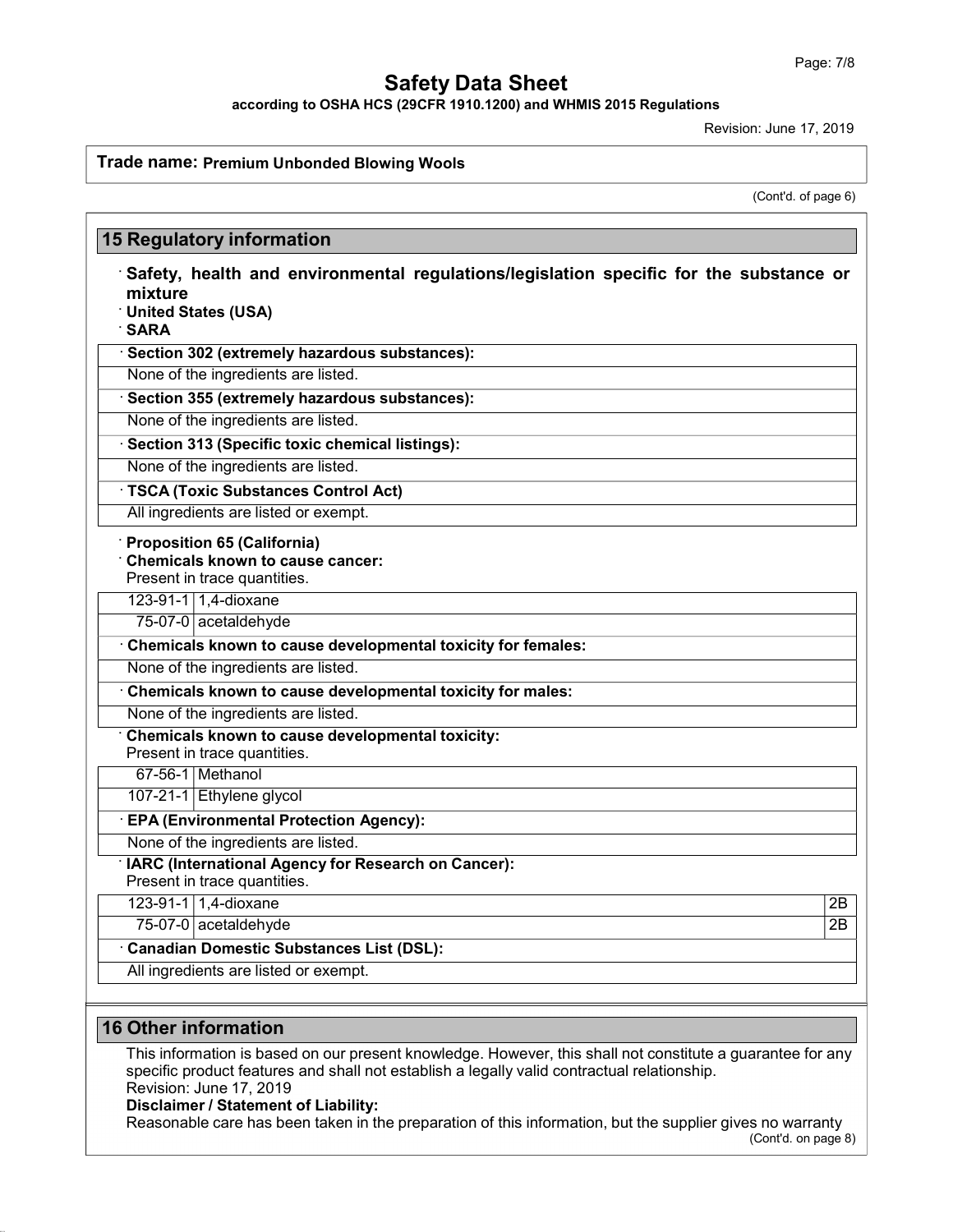# Safety Data Sheet

**according to OSHA HCS (29CFR 1910.1200) and WHMIS 2015 Regulations**

Revision: June 17, 2019

**Trade name: Premium Unbonded Blowing Wools**

(Cont'd. of page 6)

## 15 Regulatory information

**· Safety, health and environmental regulations/legislation specific for the substance or mixture**

**· United States (USA)**

**· SARA**

**· Section 302 (extremely hazardous substances):**

None of the ingredients are listed.

**· Section 355 (extremely hazardous substances):**

None of the ingredients are listed.

**· Section 313 (Specific toxic chemical listings):**

None of the ingredients are listed.

**· TSCA (Toxic Substances Control Act)**

All ingredients are listed or exempt.

**· Proposition 65 (California)**

**· Chemicals known to cause cancer:**

Present in trace quantities.

| | |
|---|---|
| 123-91-1 | 1,4-dioxane |
| 75-07-0 | acetaldehyde |

**· Chemicals known to cause developmental toxicity for females:**

None of the ingredients are listed.

**· Chemicals known to cause developmental toxicity for males:**

None of the ingredients are listed.

**· Chemicals known to cause developmental toxicity:**

Present in trace quantities.

| | |
|---|---|
| 67-56-1 | Methanol |
| 107-21-1 | Ethylene glycol |

**· EPA (Environmental Protection Agency):**

None of the ingredients are listed.

**· IARC (International Agency for Research on Cancer):**

Present in trace quantities.

| | | |
|---|---|---|
| 123-91-1 | 1,4-dioxane | 2B |
| 75-07-0 | acetaldehyde | 2B |

**· Canadian Domestic Substances List (DSL):**

All ingredients are listed or exempt.

## 16 Other information

This information is based on our present knowledge. However, this shall not constitute a guarantee for any specific product features and shall not establish a legally valid contractual relationship.

Revision: June 17, 2019

**Disclaimer / Statement of Liability:**

Reasonable care has been taken in the preparation of this information, but the supplier gives no warranty

(Cont'd. on page 8)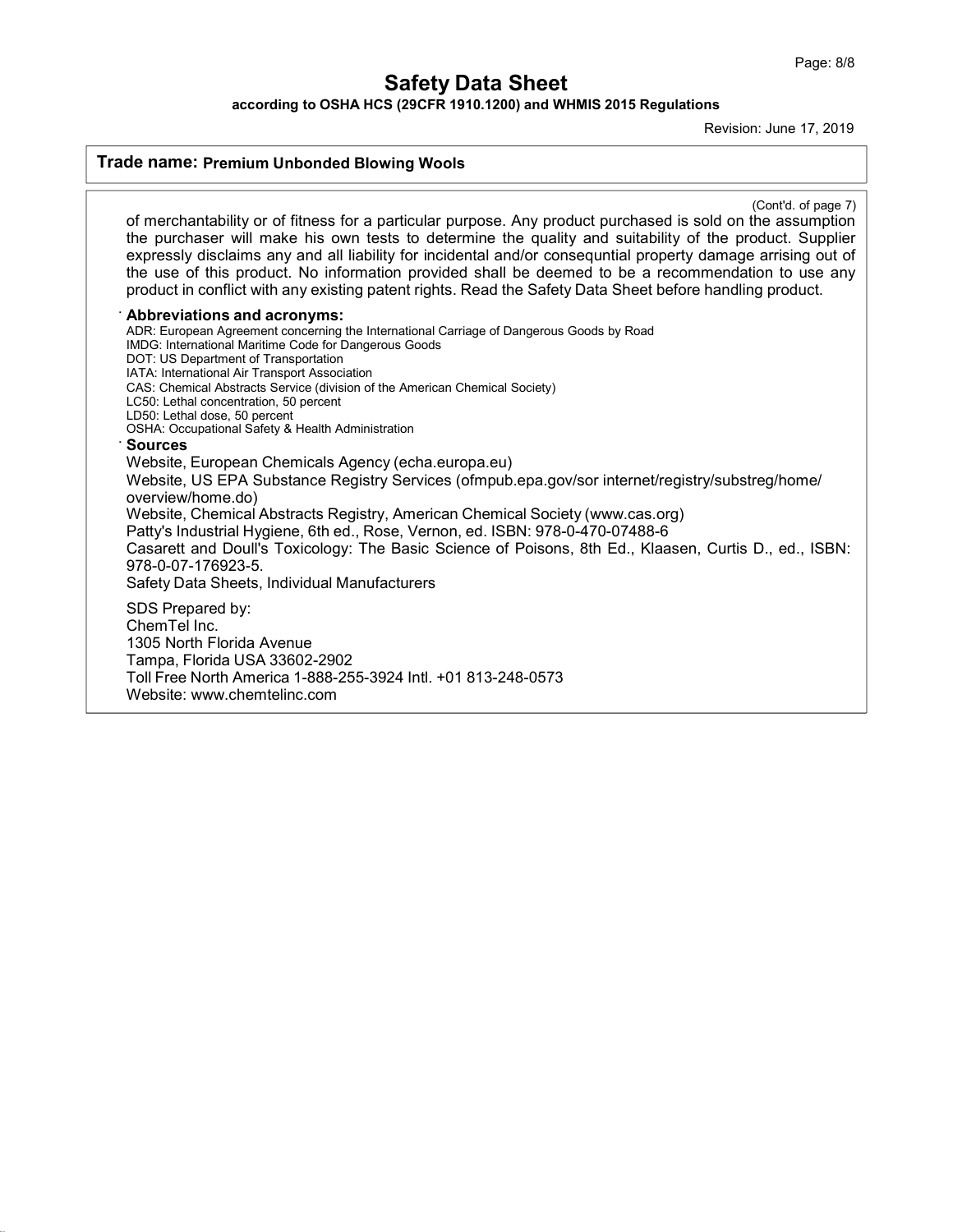(Cont'd. of page 7)

of merchantability or of fitness for a particular purpose. Any product purchased is sold on the assumption the purchaser will make his own tests to determine the quality and suitability of the product. Supplier expressly disclaims any and all liability for incidental and/or consequntial property damage arrising out of the use of this product. No information provided shall be deemed to be a recommendation to use any product in conflict with any existing patent rights. Read the Safety Data Sheet before handling product.

· **Abbreviations and acronyms:**

ADR: European Agreement concerning the International Carriage of Dangerous Goods by Road
IMDG: International Maritime Code for Dangerous Goods
DOT: US Department of Transportation
IATA: International Air Transport Association
CAS: Chemical Abstracts Service (division of the American Chemical Society)
LC50: Lethal concentration, 50 percent
LD50: Lethal dose, 50 percent
OSHA: Occupational Safety & Health Administration

· **Sources**

Website, European Chemicals Agency (echa.europa.eu)
Website, US EPA Substance Registry Services (ofmpub.epa.gov/sor internet/registry/substreg/home/overview/home.do)
Website, Chemical Abstracts Registry, American Chemical Society (www.cas.org)
Patty's Industrial Hygiene, 6th ed., Rose, Vernon, ed. ISBN: 978-0-470-07488-6
Casarett and Doull's Toxicology: The Basic Science of Poisons, 8th Ed., Klaasen, Curtis D., ed., ISBN: 978-0-07-176923-5.
Safety Data Sheets, Individual Manufacturers

SDS Prepared by:
ChemTel Inc.
1305 North Florida Avenue
Tampa, Florida USA 33602-2902
Toll Free North America 1-888-255-3924 Intl. +01 813-248-0573
Website: www.chemtelinc.com